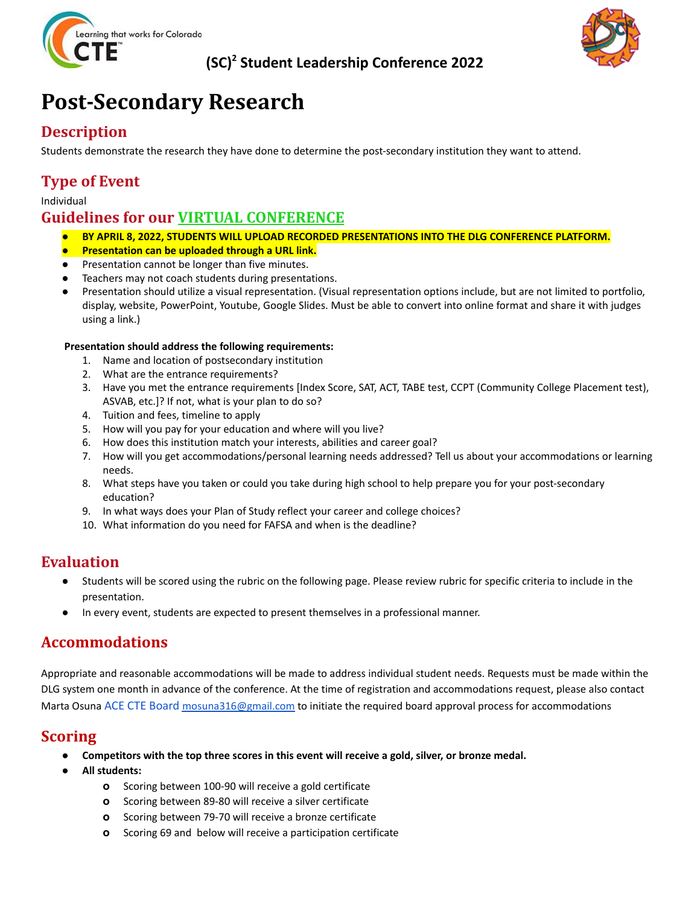**$(SC)^2$ Student Leadership Conference 2022**

# Post-Secondary Research

## Description

Students demonstrate the research they have done to determine the post-secondary institution they want to attend.

## Type of Event

Individual

## Guidelines for our VIRTUAL CONFERENCE

- **BY APRIL 8, 2022, STUDENTS WILL UPLOAD RECORDED PRESENTATIONS INTO THE DLG CONFERENCE PLATFORM.**
- **Presentation can be uploaded through a URL link.**
- Presentation cannot be longer than five minutes.
- Teachers may not coach students during presentations.
- Presentation should utilize a visual representation. (Visual representation options include, but are not limited to portfolio, display, website, PowerPoint, Youtube, Google Slides. Must be able to convert into online format and share it with judges using a link.)

**Presentation should address the following requirements:**

1. Name and location of postsecondary institution
2. What are the entrance requirements?
3. Have you met the entrance requirements [Index Score, SAT, ACT, TABE test, CCPT (Community College Placement test), ASVAB, etc.]? If not, what is your plan to do so?
4. Tuition and fees, timeline to apply
5. How will you pay for your education and where will you live?
6. How does this institution match your interests, abilities and career goal?
7. How will you get accommodations/personal learning needs addressed? Tell us about your accommodations or learning needs.
8. What steps have you taken or could you take during high school to help prepare you for your post-secondary education?
9. In what ways does your Plan of Study reflect your career and college choices?
10. What information do you need for FAFSA and when is the deadline?

## Evaluation

- Students will be scored using the rubric on the following page. Please review rubric for specific criteria to include in the presentation.
- In every event, students are expected to present themselves in a professional manner.

## Accommodations

Appropriate and reasonable accommodations will be made to address individual student needs. Requests must be made within the DLG system one month in advance of the conference. At the time of registration and accommodations request, please also contact Marta Osuna ACE CTE Board mosuna316@gmail.com to initiate the required board approval process for accommodations

## Scoring

- **Competitors with the top three scores in this event will receive a gold, silver, or bronze medal.**
- **All students:**
  - Scoring between 100-90 will receive a gold certificate
  - Scoring between 89-80 will receive a silver certificate
  - Scoring between 79-70 will receive a bronze certificate
  - Scoring 69 and below will receive a participation certificate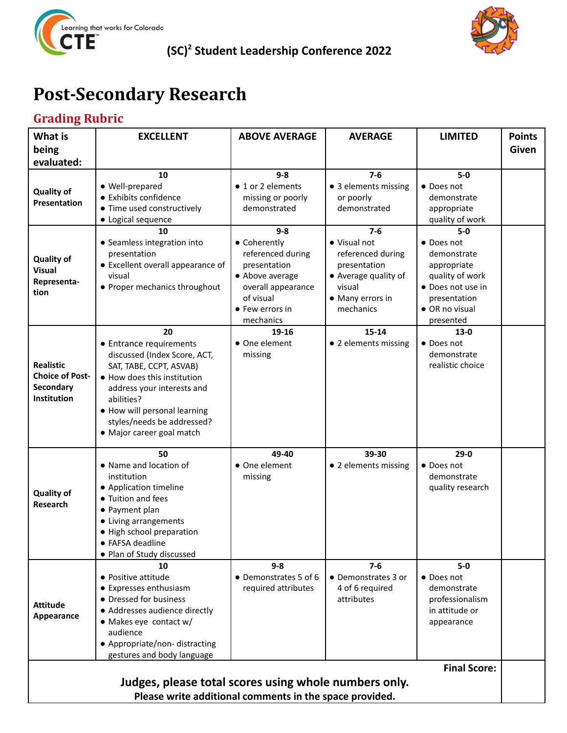(SC)[2] Student Leadership Conference 2022

# Post-Secondary Research

## Grading Rubric

| What is being evaluated: | EXCELLENT | ABOVE AVERAGE | AVERAGE | LIMITED | Points Given |
|---|---|---|---|---|---|
| Quality of Presentation | **10**<br>• Well-prepared<br>• Exhibits confidence<br>• Time used constructively<br>• Logical sequence | **9-8**<br>• 1 or 2 elements missing or poorly demonstrated | **7-6**<br>• 3 elements missing or poorly demonstrated | **5-0**<br>• Does not demonstrate appropriate quality of work | |
| Quality of Visual Representa-tion | **10**<br>• Seamless integration into presentation<br>• Excellent overall appearance of visual<br>• Proper mechanics throughout | **9-8**<br>• Coherently referenced during presentation<br>• Above average overall appearance of visual<br>• Few errors in mechanics | **7-6**<br>• Visual not referenced during presentation<br>• Average quality of visual<br>• Many errors in mechanics | **5-0**<br>• Does not demonstrate appropriate quality of work<br>• Does not use in presentation<br>• OR no visual presented | |
| Realistic Choice of Post-Secondary Institution | **20**<br>• Entrance requirements discussed (Index Score, ACT, SAT, TABE, CCPT, ASVAB)<br>• How does this institution address your interests and abilities?<br>• How will personal learning styles/needs be addressed?<br>• Major career goal match | **19-16**<br>• One element missing | **15-14**<br>• 2 elements missing | **13-0**<br>• Does not demonstrate realistic choice | |
| Quality of Research | **50**<br>• Name and location of institution<br>• Application timeline<br>• Tuition and fees<br>• Payment plan<br>• Living arrangements<br>• High school preparation<br>• FAFSA deadline<br>• Plan of Study discussed | **49-40**<br>• One element missing | **39-30**<br>• 2 elements missing | **29-0**<br>• Does not demonstrate quality research | |
| Attitude Appearance | **10**<br>• Positive attitude<br>• Expresses enthusiasm<br>• Dressed for business<br>• Addresses audience directly<br>• Makes eye contact w/ audience<br>• Appropriate/non- distracting gestures and body language | **9-8**<br>• Demonstrates 5 of 6 required attributes | **7-6**<br>• Demonstrates 3 or 4 of 6 required attributes | **5-0**<br>• Does not demonstrate professionalism in attitude or appearance | |
| | | | | **Final Score:** | |

**Judges, please total scores using whole numbers only.**

**Please write additional comments in the space provided.**